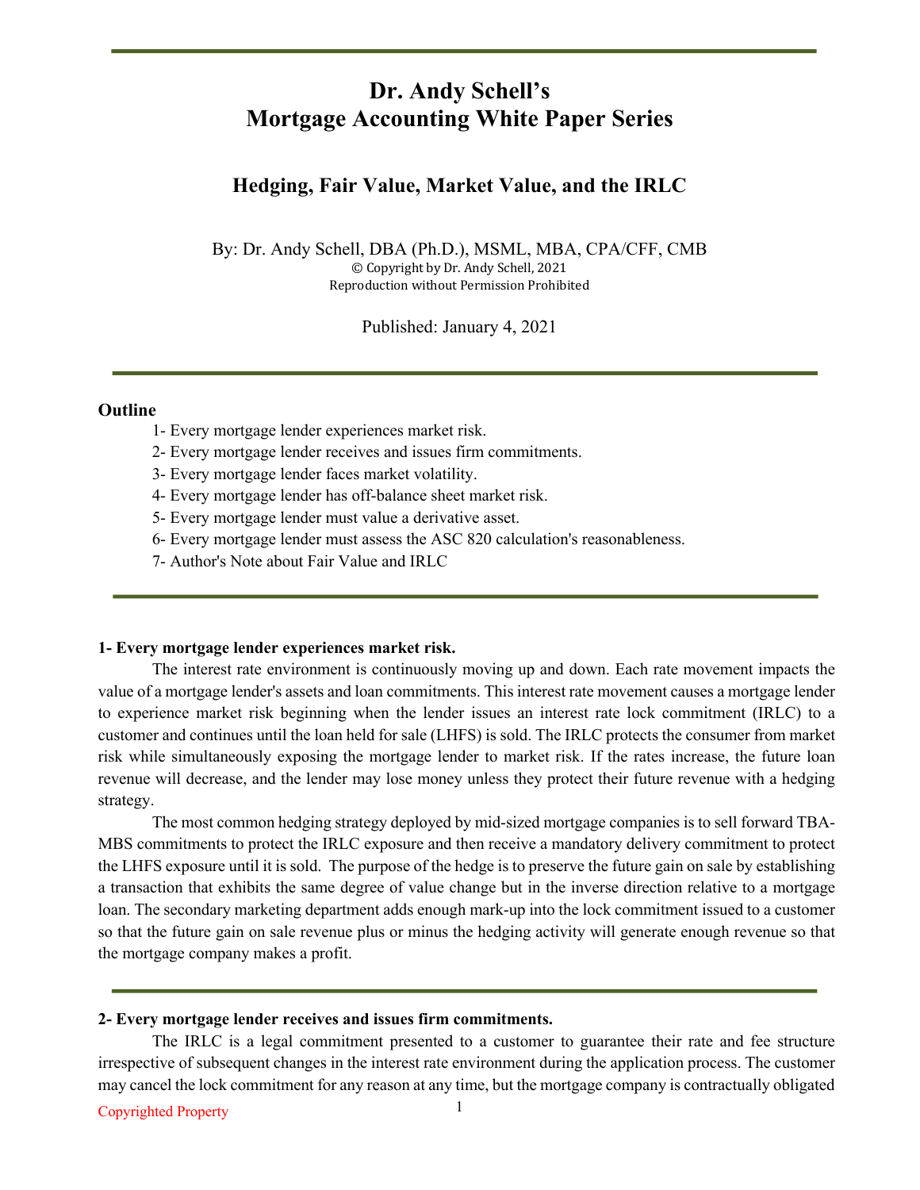# Dr. Andy Schell's Mortgage Accounting White Paper Series

## Hedging, Fair Value, Market Value, and the IRLC

By: Dr. Andy Schell, DBA (Ph.D.), MSML, MBA, CPA/CFF, CMB

© Copyright by Dr. Andy Schell, 2021

Reproduction without Permission Prohibited

Published: January 4, 2021

**Outline**

1- Every mortgage lender experiences market risk.

2- Every mortgage lender receives and issues firm commitments.

3- Every mortgage lender faces market volatility.

4- Every mortgage lender has off-balance sheet market risk.

5- Every mortgage lender must value a derivative asset.

6- Every mortgage lender must assess the ASC 820 calculation's reasonableness.

7- Author's Note about Fair Value and IRLC

**1- Every mortgage lender experiences market risk.**

The interest rate environment is continuously moving up and down. Each rate movement impacts the value of a mortgage lender's assets and loan commitments. This interest rate movement causes a mortgage lender to experience market risk beginning when the lender issues an interest rate lock commitment (IRLC) to a customer and continues until the loan held for sale (LHFS) is sold. The IRLC protects the consumer from market risk while simultaneously exposing the mortgage lender to market risk. If the rates increase, the future loan revenue will decrease, and the lender may lose money unless they protect their future revenue with a hedging strategy.

The most common hedging strategy deployed by mid-sized mortgage companies is to sell forward TBA-MBS commitments to protect the IRLC exposure and then receive a mandatory delivery commitment to protect the LHFS exposure until it is sold. The purpose of the hedge is to preserve the future gain on sale by establishing a transaction that exhibits the same degree of value change but in the inverse direction relative to a mortgage loan. The secondary marketing department adds enough mark-up into the lock commitment issued to a customer so that the future gain on sale revenue plus or minus the hedging activity will generate enough revenue so that the mortgage company makes a profit.

**2- Every mortgage lender receives and issues firm commitments.**

The IRLC is a legal commitment presented to a customer to guarantee their rate and fee structure irrespective of subsequent changes in the interest rate environment during the application process. The customer may cancel the lock commitment for any reason at any time, but the mortgage company is contractually obligated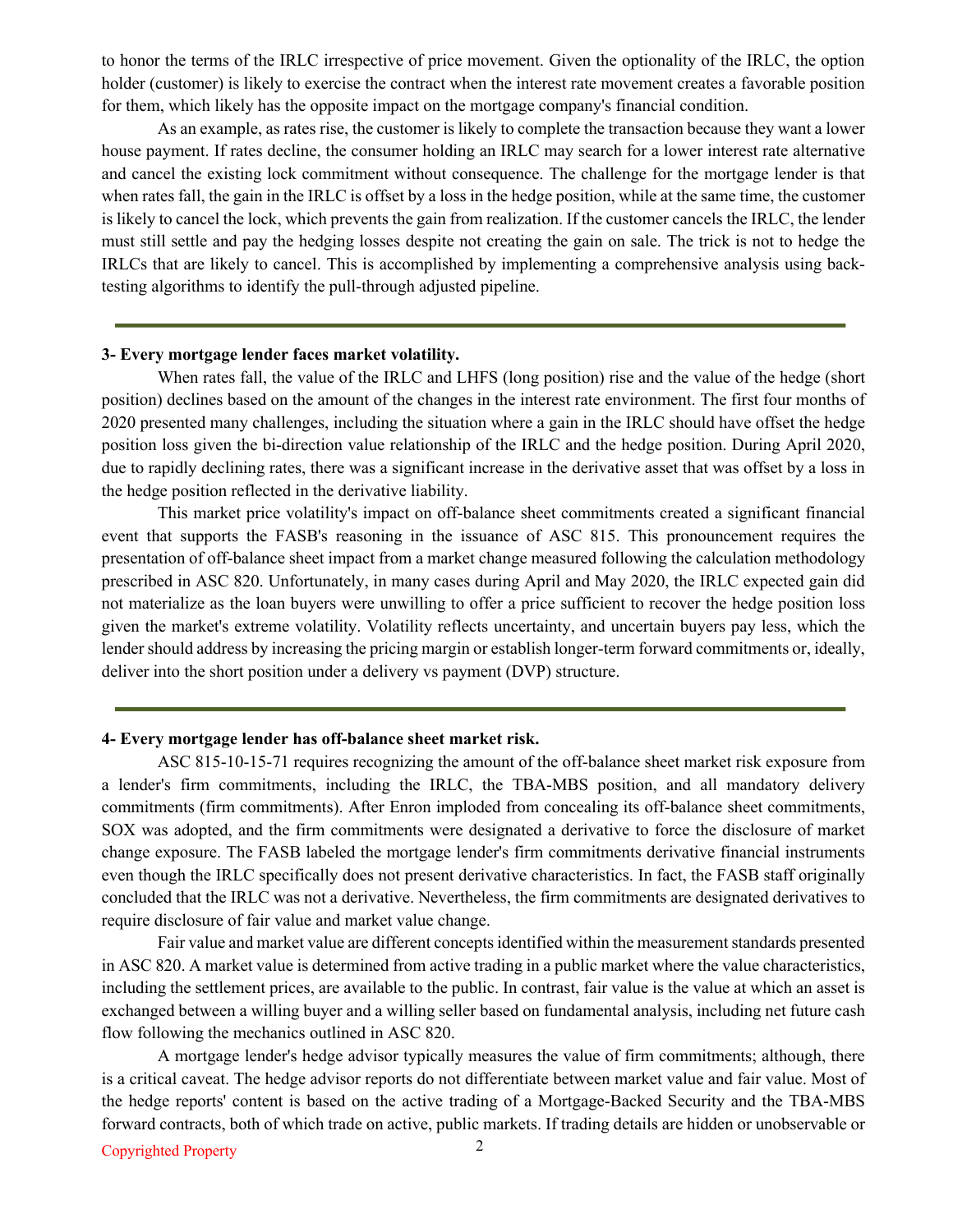to honor the terms of the IRLC irrespective of price movement. Given the optionality of the IRLC, the option holder (customer) is likely to exercise the contract when the interest rate movement creates a favorable position for them, which likely has the opposite impact on the mortgage company's financial condition.

As an example, as rates rise, the customer is likely to complete the transaction because they want a lower house payment. If rates decline, the consumer holding an IRLC may search for a lower interest rate alternative and cancel the existing lock commitment without consequence. The challenge for the mortgage lender is that when rates fall, the gain in the IRLC is offset by a loss in the hedge position, while at the same time, the customer is likely to cancel the lock, which prevents the gain from realization. If the customer cancels the IRLC, the lender must still settle and pay the hedging losses despite not creating the gain on sale. The trick is not to hedge the IRLCs that are likely to cancel. This is accomplished by implementing a comprehensive analysis using back-testing algorithms to identify the pull-through adjusted pipeline.

---

**3- Every mortgage lender faces market volatility.**

When rates fall, the value of the IRLC and LHFS (long position) rise and the value of the hedge (short position) declines based on the amount of the changes in the interest rate environment. The first four months of 2020 presented many challenges, including the situation where a gain in the IRLC should have offset the hedge position loss given the bi-direction value relationship of the IRLC and the hedge position. During April 2020, due to rapidly declining rates, there was a significant increase in the derivative asset that was offset by a loss in the hedge position reflected in the derivative liability.

This market price volatility's impact on off-balance sheet commitments created a significant financial event that supports the FASB's reasoning in the issuance of ASC 815. This pronouncement requires the presentation of off-balance sheet impact from a market change measured following the calculation methodology prescribed in ASC 820. Unfortunately, in many cases during April and May 2020, the IRLC expected gain did not materialize as the loan buyers were unwilling to offer a price sufficient to recover the hedge position loss given the market's extreme volatility. Volatility reflects uncertainty, and uncertain buyers pay less, which the lender should address by increasing the pricing margin or establish longer-term forward commitments or, ideally, deliver into the short position under a delivery vs payment (DVP) structure.

---

**4- Every mortgage lender has off-balance sheet market risk.**

ASC 815-10-15-71 requires recognizing the amount of the off-balance sheet market risk exposure from a lender's firm commitments, including the IRLC, the TBA-MBS position, and all mandatory delivery commitments (firm commitments). After Enron imploded from concealing its off-balance sheet commitments, SOX was adopted, and the firm commitments were designated a derivative to force the disclosure of market change exposure. The FASB labeled the mortgage lender's firm commitments derivative financial instruments even though the IRLC specifically does not present derivative characteristics. In fact, the FASB staff originally concluded that the IRLC was not a derivative. Nevertheless, the firm commitments are designated derivatives to require disclosure of fair value and market value change.

Fair value and market value are different concepts identified within the measurement standards presented in ASC 820. A market value is determined from active trading in a public market where the value characteristics, including the settlement prices, are available to the public. In contrast, fair value is the value at which an asset is exchanged between a willing buyer and a willing seller based on fundamental analysis, including net future cash flow following the mechanics outlined in ASC 820.

A mortgage lender's hedge advisor typically measures the value of firm commitments; although, there is a critical caveat. The hedge advisor reports do not differentiate between market value and fair value. Most of the hedge reports' content is based on the active trading of a Mortgage-Backed Security and the TBA-MBS forward contracts, both of which trade on active, public markets. If trading details are hidden or unobservable or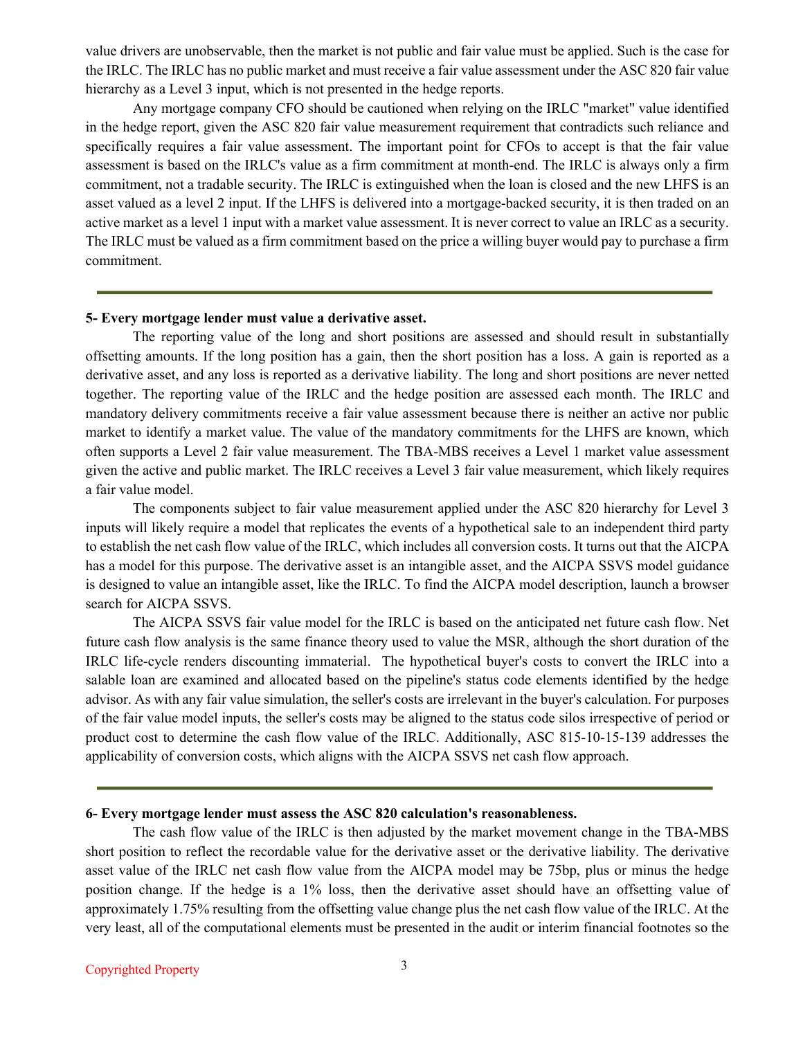value drivers are unobservable, then the market is not public and fair value must be applied. Such is the case for the IRLC. The IRLC has no public market and must receive a fair value assessment under the ASC 820 fair value hierarchy as a Level 3 input, which is not presented in the hedge reports.

Any mortgage company CFO should be cautioned when relying on the IRLC "market" value identified in the hedge report, given the ASC 820 fair value measurement requirement that contradicts such reliance and specifically requires a fair value assessment. The important point for CFOs to accept is that the fair value assessment is based on the IRLC's value as a firm commitment at month-end. The IRLC is always only a firm commitment, not a tradable security. The IRLC is extinguished when the loan is closed and the new LHFS is an asset valued as a level 2 input. If the LHFS is delivered into a mortgage-backed security, it is then traded on an active market as a level 1 input with a market value assessment. It is never correct to value an IRLC as a security. The IRLC must be valued as a firm commitment based on the price a willing buyer would pay to purchase a firm commitment.

---

**5- Every mortgage lender must value a derivative asset.**

The reporting value of the long and short positions are assessed and should result in substantially offsetting amounts. If the long position has a gain, then the short position has a loss. A gain is reported as a derivative asset, and any loss is reported as a derivative liability. The long and short positions are never netted together. The reporting value of the IRLC and the hedge position are assessed each month. The IRLC and mandatory delivery commitments receive a fair value assessment because there is neither an active nor public market to identify a market value. The value of the mandatory commitments for the LHFS are known, which often supports a Level 2 fair value measurement. The TBA-MBS receives a Level 1 market value assessment given the active and public market. The IRLC receives a Level 3 fair value measurement, which likely requires a fair value model.

The components subject to fair value measurement applied under the ASC 820 hierarchy for Level 3 inputs will likely require a model that replicates the events of a hypothetical sale to an independent third party to establish the net cash flow value of the IRLC, which includes all conversion costs. It turns out that the AICPA has a model for this purpose. The derivative asset is an intangible asset, and the AICPA SSVS model guidance is designed to value an intangible asset, like the IRLC. To find the AICPA model description, launch a browser search for AICPA SSVS.

The AICPA SSVS fair value model for the IRLC is based on the anticipated net future cash flow. Net future cash flow analysis is the same finance theory used to value the MSR, although the short duration of the IRLC life-cycle renders discounting immaterial. The hypothetical buyer's costs to convert the IRLC into a salable loan are examined and allocated based on the pipeline's status code elements identified by the hedge advisor. As with any fair value simulation, the seller's costs are irrelevant in the buyer's calculation. For purposes of the fair value model inputs, the seller's costs may be aligned to the status code silos irrespective of period or product cost to determine the cash flow value of the IRLC. Additionally, ASC 815-10-15-139 addresses the applicability of conversion costs, which aligns with the AICPA SSVS net cash flow approach.

---

**6- Every mortgage lender must assess the ASC 820 calculation's reasonableness.**

The cash flow value of the IRLC is then adjusted by the market movement change in the TBA-MBS short position to reflect the recordable value for the derivative asset or the derivative liability. The derivative asset value of the IRLC net cash flow value from the AICPA model may be 75bp, plus or minus the hedge position change. If the hedge is a 1% loss, then the derivative asset should have an offsetting value of approximately 1.75% resulting from the offsetting value change plus the net cash flow value of the IRLC. At the very least, all of the computational elements must be presented in the audit or interim financial footnotes so the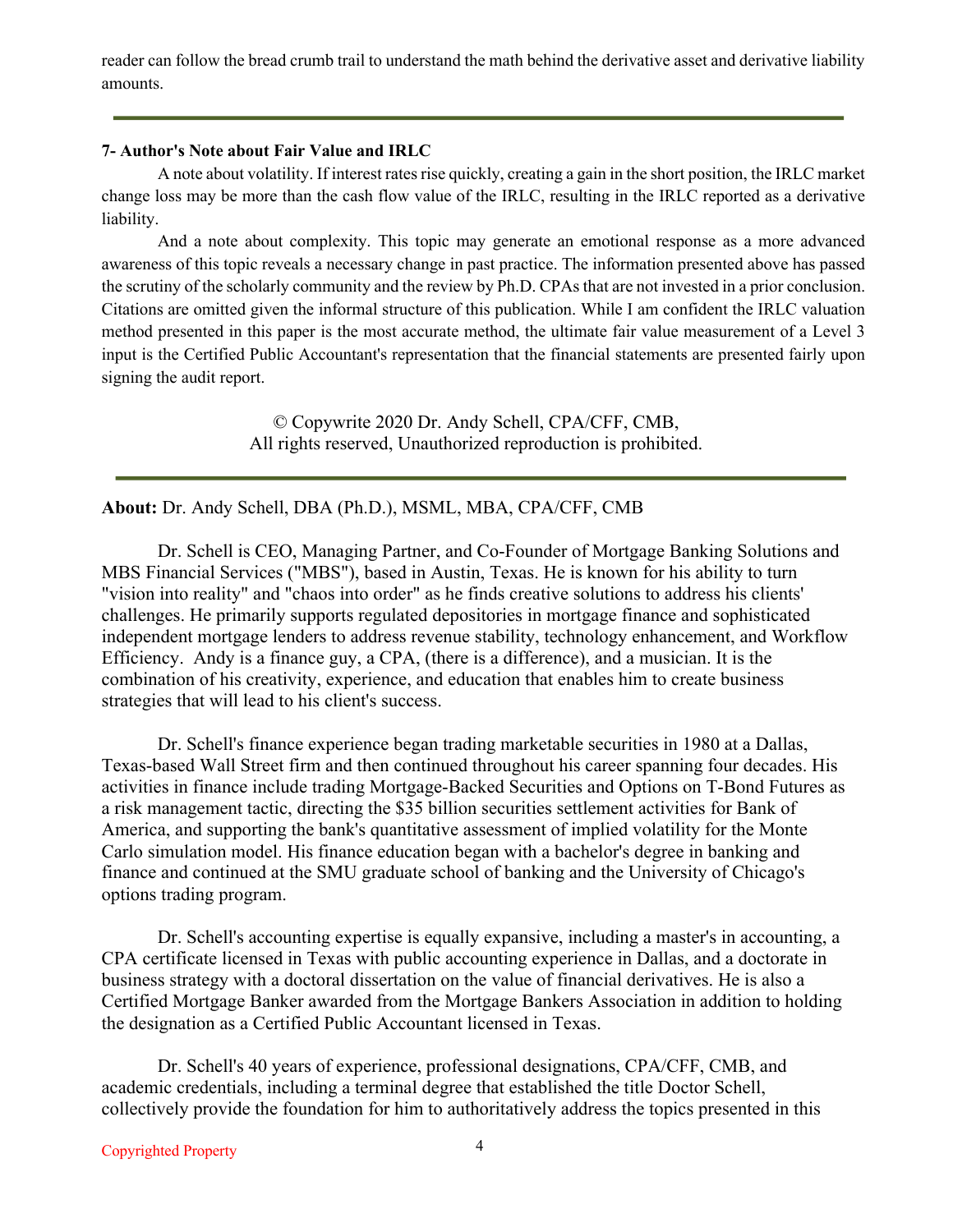reader can follow the bread crumb trail to understand the math behind the derivative asset and derivative liability amounts.

---

**7- Author's Note about Fair Value and IRLC**

A note about volatility. If interest rates rise quickly, creating a gain in the short position, the IRLC market change loss may be more than the cash flow value of the IRLC, resulting in the IRLC reported as a derivative liability.

And a note about complexity. This topic may generate an emotional response as a more advanced awareness of this topic reveals a necessary change in past practice. The information presented above has passed the scrutiny of the scholarly community and the review by Ph.D. CPAs that are not invested in a prior conclusion. Citations are omitted given the informal structure of this publication. While I am confident the IRLC valuation method presented in this paper is the most accurate method, the ultimate fair value measurement of a Level 3 input is the Certified Public Accountant's representation that the financial statements are presented fairly upon signing the audit report.

© Copywrite 2020 Dr. Andy Schell, CPA/CFF, CMB,
All rights reserved, Unauthorized reproduction is prohibited.

---

**About:** Dr. Andy Schell, DBA (Ph.D.), MSML, MBA, CPA/CFF, CMB

Dr. Schell is CEO, Managing Partner, and Co-Founder of Mortgage Banking Solutions and MBS Financial Services ("MBS"), based in Austin, Texas. He is known for his ability to turn "vision into reality" and "chaos into order" as he finds creative solutions to address his clients' challenges. He primarily supports regulated depositories in mortgage finance and sophisticated independent mortgage lenders to address revenue stability, technology enhancement, and Workflow Efficiency. Andy is a finance guy, a CPA, (there is a difference), and a musician. It is the combination of his creativity, experience, and education that enables him to create business strategies that will lead to his client's success.

Dr. Schell's finance experience began trading marketable securities in 1980 at a Dallas, Texas-based Wall Street firm and then continued throughout his career spanning four decades. His activities in finance include trading Mortgage-Backed Securities and Options on T-Bond Futures as a risk management tactic, directing the $35 billion securities settlement activities for Bank of America, and supporting the bank's quantitative assessment of implied volatility for the Monte Carlo simulation model. His finance education began with a bachelor's degree in banking and finance and continued at the SMU graduate school of banking and the University of Chicago's options trading program.

Dr. Schell's accounting expertise is equally expansive, including a master's in accounting, a CPA certificate licensed in Texas with public accounting experience in Dallas, and a doctorate in business strategy with a doctoral dissertation on the value of financial derivatives. He is also a Certified Mortgage Banker awarded from the Mortgage Bankers Association in addition to holding the designation as a Certified Public Accountant licensed in Texas.

Dr. Schell's 40 years of experience, professional designations, CPA/CFF, CMB, and academic credentials, including a terminal degree that established the title Doctor Schell, collectively provide the foundation for him to authoritatively address the topics presented in this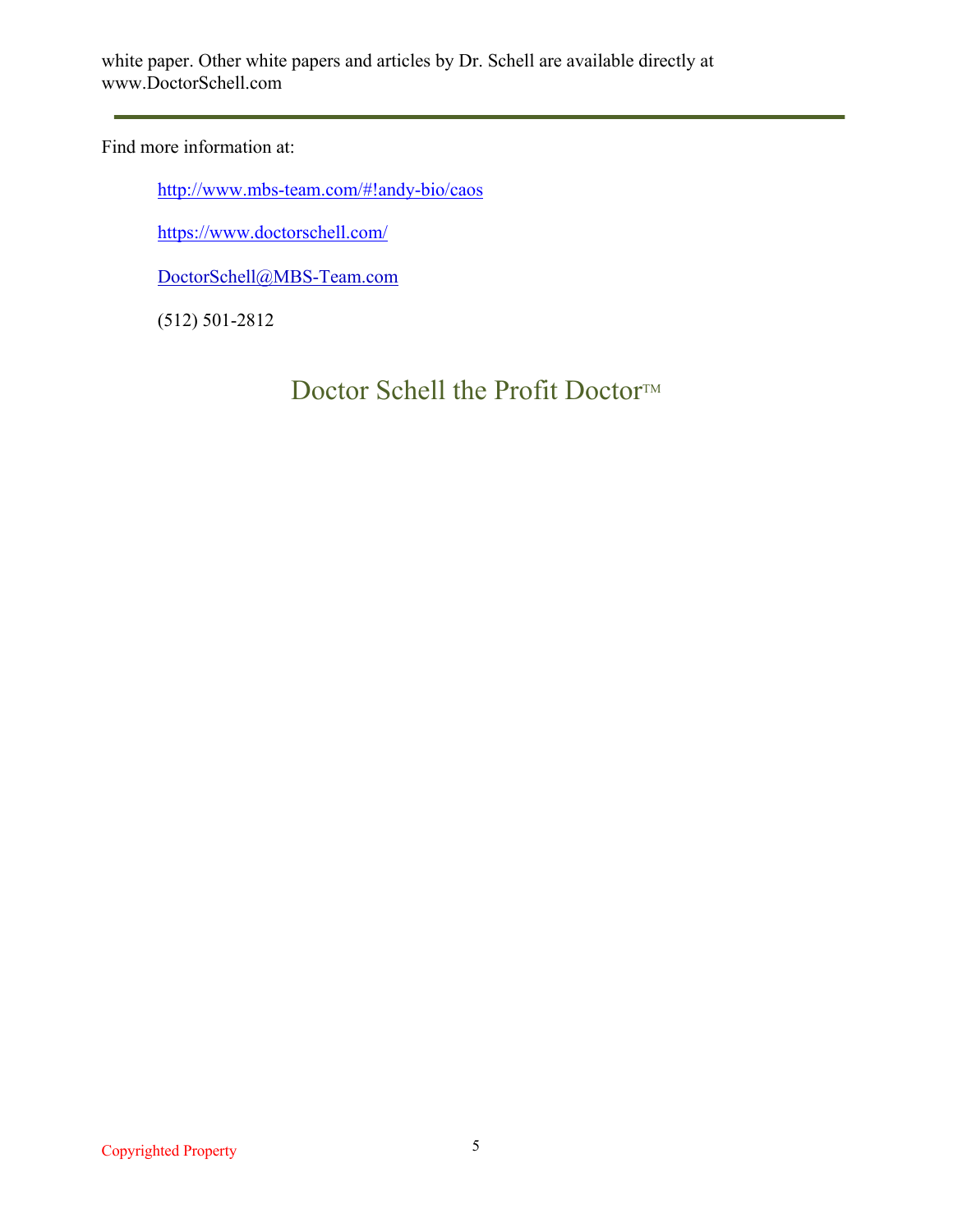white paper. Other white papers and articles by Dr. Schell are available directly at www.DoctorSchell.com

---

Find more information at:

http://www.mbs-team.com/#!andy-bio/caos

https://www.doctorschell.com/

DoctorSchell@MBS-Team.com

(512) 501-2812

Doctor Schell the Profit Doctor™

Copyrighted Property